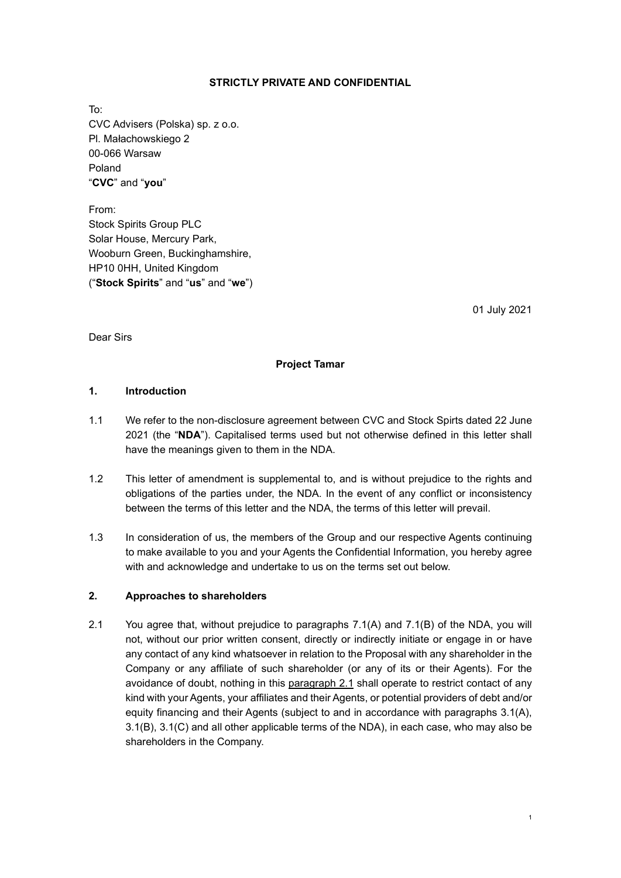**STRICTLY PRIVATE AND CONFIDENTIAL**

To:
CVC Advisers (Polska) sp. z o.o.
Pl. Małachowskiego 2
00-066 Warsaw
Poland
"**CVC**" and "**you**"

From:
Stock Spirits Group PLC
Solar House, Mercury Park,
Wooburn Green, Buckinghamshire,
HP10 0HH, United Kingdom
("**Stock Spirits**" and "**us**" and "**we**")

01 July 2021

Dear Sirs

**Project Tamar**

## 1. Introduction

1.1 We refer to the non-disclosure agreement between CVC and Stock Spirts dated 22 June 2021 (the "**NDA**"). Capitalised terms used but not otherwise defined in this letter shall have the meanings given to them in the NDA.

1.2 This letter of amendment is supplemental to, and is without prejudice to the rights and obligations of the parties under, the NDA. In the event of any conflict or inconsistency between the terms of this letter and the NDA, the terms of this letter will prevail.

1.3 In consideration of us, the members of the Group and our respective Agents continuing to make available to you and your Agents the Confidential Information, you hereby agree with and acknowledge and undertake to us on the terms set out below.

## 2. Approaches to shareholders

2.1 You agree that, without prejudice to paragraphs 7.1(A) and 7.1(B) of the NDA, you will not, without our prior written consent, directly or indirectly initiate or engage in or have any contact of any kind whatsoever in relation to the Proposal with any shareholder in the Company or any affiliate of such shareholder (or any of its or their Agents). For the avoidance of doubt, nothing in this paragraph 2.1 shall operate to restrict contact of any kind with your Agents, your affiliates and their Agents, or potential providers of debt and/or equity financing and their Agents (subject to and in accordance with paragraphs 3.1(A), 3.1(B), 3.1(C) and all other applicable terms of the NDA), in each case, who may also be shareholders in the Company.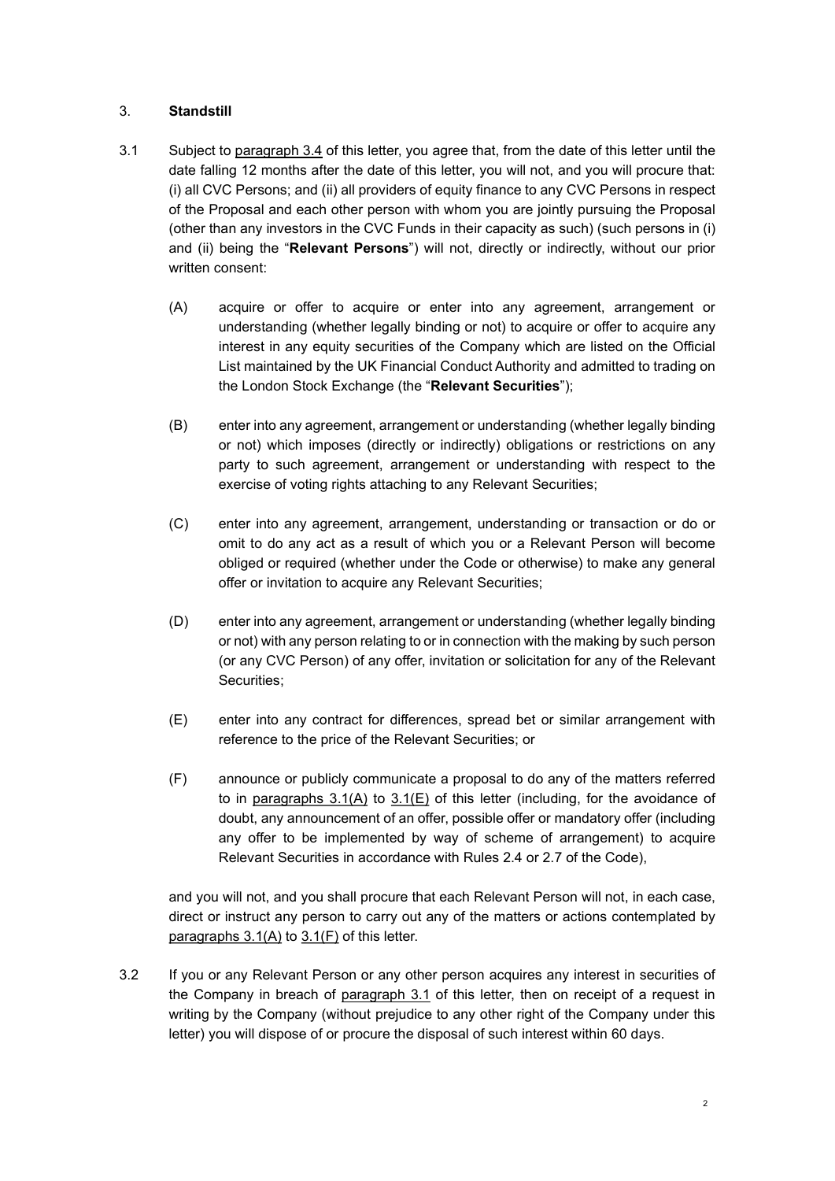## 3. **Standstill**

3.1 Subject to paragraph 3.4 of this letter, you agree that, from the date of this letter until the date falling 12 months after the date of this letter, you will not, and you will procure that: (i) all CVC Persons; and (ii) all providers of equity finance to any CVC Persons in respect of the Proposal and each other person with whom you are jointly pursuing the Proposal (other than any investors in the CVC Funds in their capacity as such) (such persons in (i) and (ii) being the "**Relevant Persons**") will not, directly or indirectly, without our prior written consent:

(A) acquire or offer to acquire or enter into any agreement, arrangement or understanding (whether legally binding or not) to acquire or offer to acquire any interest in any equity securities of the Company which are listed on the Official List maintained by the UK Financial Conduct Authority and admitted to trading on the London Stock Exchange (the "**Relevant Securities**");

(B) enter into any agreement, arrangement or understanding (whether legally binding or not) which imposes (directly or indirectly) obligations or restrictions on any party to such agreement, arrangement or understanding with respect to the exercise of voting rights attaching to any Relevant Securities;

(C) enter into any agreement, arrangement, understanding or transaction or do or omit to do any act as a result of which you or a Relevant Person will become obliged or required (whether under the Code or otherwise) to make any general offer or invitation to acquire any Relevant Securities;

(D) enter into any agreement, arrangement or understanding (whether legally binding or not) with any person relating to or in connection with the making by such person (or any CVC Person) of any offer, invitation or solicitation for any of the Relevant Securities;

(E) enter into any contract for differences, spread bet or similar arrangement with reference to the price of the Relevant Securities; or

(F) announce or publicly communicate a proposal to do any of the matters referred to in paragraphs 3.1(A) to 3.1(E) of this letter (including, for the avoidance of doubt, any announcement of an offer, possible offer or mandatory offer (including any offer to be implemented by way of scheme of arrangement) to acquire Relevant Securities in accordance with Rules 2.4 or 2.7 of the Code),

and you will not, and you shall procure that each Relevant Person will not, in each case, direct or instruct any person to carry out any of the matters or actions contemplated by paragraphs 3.1(A) to 3.1(F) of this letter.

3.2 If you or any Relevant Person or any other person acquires any interest in securities of the Company in breach of paragraph 3.1 of this letter, then on receipt of a request in writing by the Company (without prejudice to any other right of the Company under this letter) you will dispose of or procure the disposal of such interest within 60 days.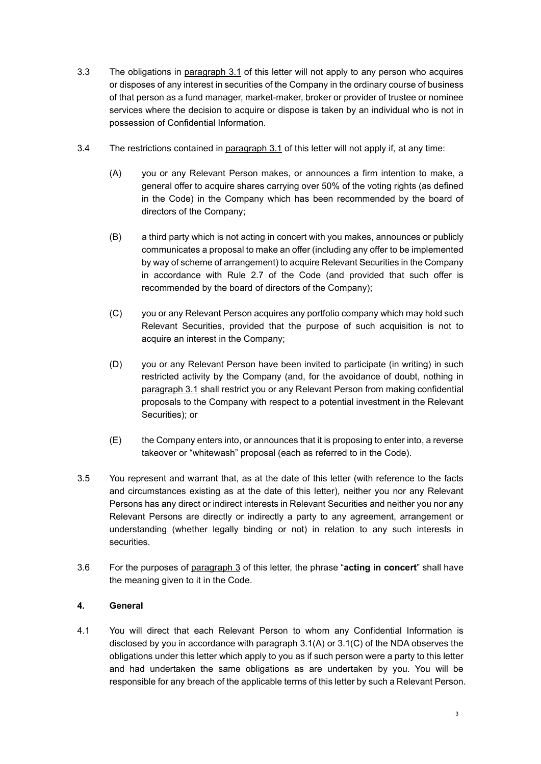3.3 The obligations in paragraph 3.1 of this letter will not apply to any person who acquires or disposes of any interest in securities of the Company in the ordinary course of business of that person as a fund manager, market-maker, broker or provider of trustee or nominee services where the decision to acquire or dispose is taken by an individual who is not in possession of Confidential Information.

3.4 The restrictions contained in paragraph 3.1 of this letter will not apply if, at any time:

(A) you or any Relevant Person makes, or announces a firm intention to make, a general offer to acquire shares carrying over 50% of the voting rights (as defined in the Code) in the Company which has been recommended by the board of directors of the Company;

(B) a third party which is not acting in concert with you makes, announces or publicly communicates a proposal to make an offer (including any offer to be implemented by way of scheme of arrangement) to acquire Relevant Securities in the Company in accordance with Rule 2.7 of the Code (and provided that such offer is recommended by the board of directors of the Company);

(C) you or any Relevant Person acquires any portfolio company which may hold such Relevant Securities, provided that the purpose of such acquisition is not to acquire an interest in the Company;

(D) you or any Relevant Person have been invited to participate (in writing) in such restricted activity by the Company (and, for the avoidance of doubt, nothing in paragraph 3.1 shall restrict you or any Relevant Person from making confidential proposals to the Company with respect to a potential investment in the Relevant Securities); or

(E) the Company enters into, or announces that it is proposing to enter into, a reverse takeover or "whitewash" proposal (each as referred to in the Code).

3.5 You represent and warrant that, as at the date of this letter (with reference to the facts and circumstances existing as at the date of this letter), neither you nor any Relevant Persons has any direct or indirect interests in Relevant Securities and neither you nor any Relevant Persons are directly or indirectly a party to any agreement, arrangement or understanding (whether legally binding or not) in relation to any such interests in securities.

3.6 For the purposes of paragraph 3 of this letter, the phrase "**acting in concert**" shall have the meaning given to it in the Code.

## 4. General

4.1 You will direct that each Relevant Person to whom any Confidential Information is disclosed by you in accordance with paragraph 3.1(A) or 3.1(C) of the NDA observes the obligations under this letter which apply to you as if such person were a party to this letter and had undertaken the same obligations as are undertaken by you. You will be responsible for any breach of the applicable terms of this letter by such a Relevant Person.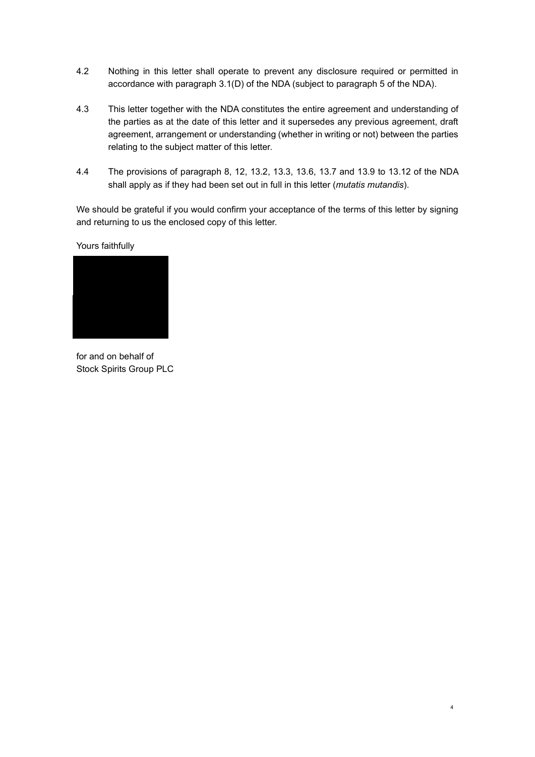4.2 Nothing in this letter shall operate to prevent any disclosure required or permitted in accordance with paragraph 3.1(D) of the NDA (subject to paragraph 5 of the NDA).

4.3 This letter together with the NDA constitutes the entire agreement and understanding of the parties as at the date of this letter and it supersedes any previous agreement, draft agreement, arrangement or understanding (whether in writing or not) between the parties relating to the subject matter of this letter.

4.4 The provisions of paragraph 8, 12, 13.2, 13.3, 13.6, 13.7 and 13.9 to 13.12 of the NDA shall apply as if they had been set out in full in this letter (*mutatis mutandis*).

We should be grateful if you would confirm your acceptance of the terms of this letter by signing and returning to us the enclosed copy of this letter.

Yours faithfully

for and on behalf of
Stock Spirits Group PLC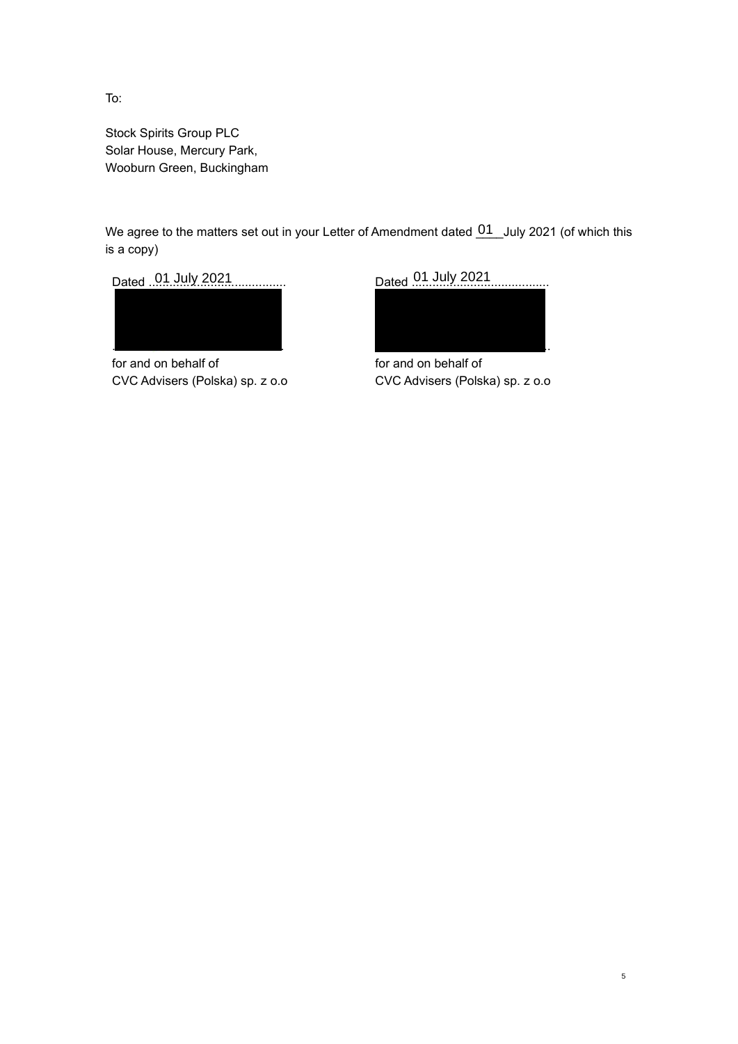To:

Stock Spirits Group PLC
Solar House, Mercury Park,
Wooburn Green, Buckingham

We agree to the matters set out in your Letter of Amendment dated 01 July 2021 (of which this is a copy)

Dated 01 July 2021

.......................................

for and on behalf of
CVC Advisers (Polska) sp. z o.o

Dated 01 July 2021

.......................................

for and on behalf of
CVC Advisers (Polska) sp. z o.o